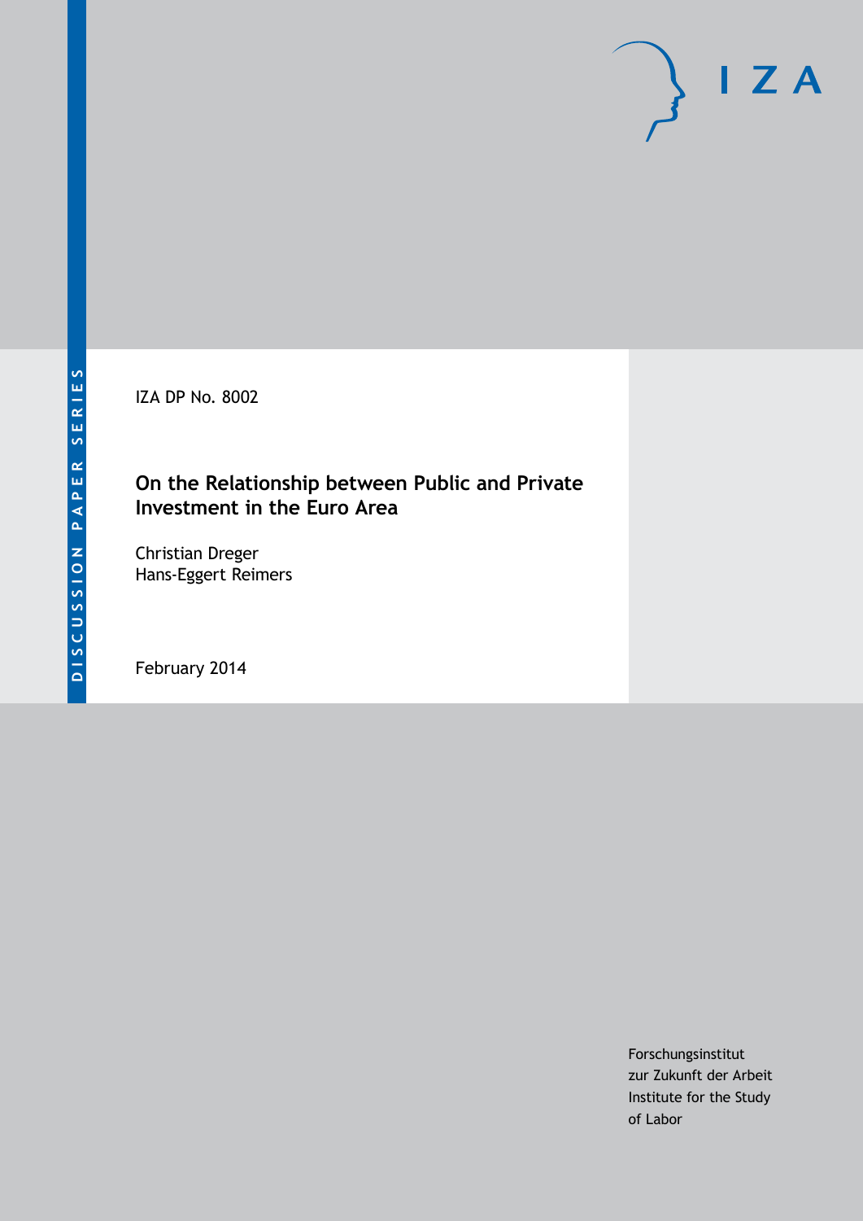DISCUSSION PAPER SERIES

IZA DP No. 8002

# On the Relationship between Public and Private Investment in the Euro Area

Christian Dreger
Hans-Eggert Reimers

February 2014

Forschungsinstitut
zur Zukunft der Arbeit
Institute for the Study
of Labor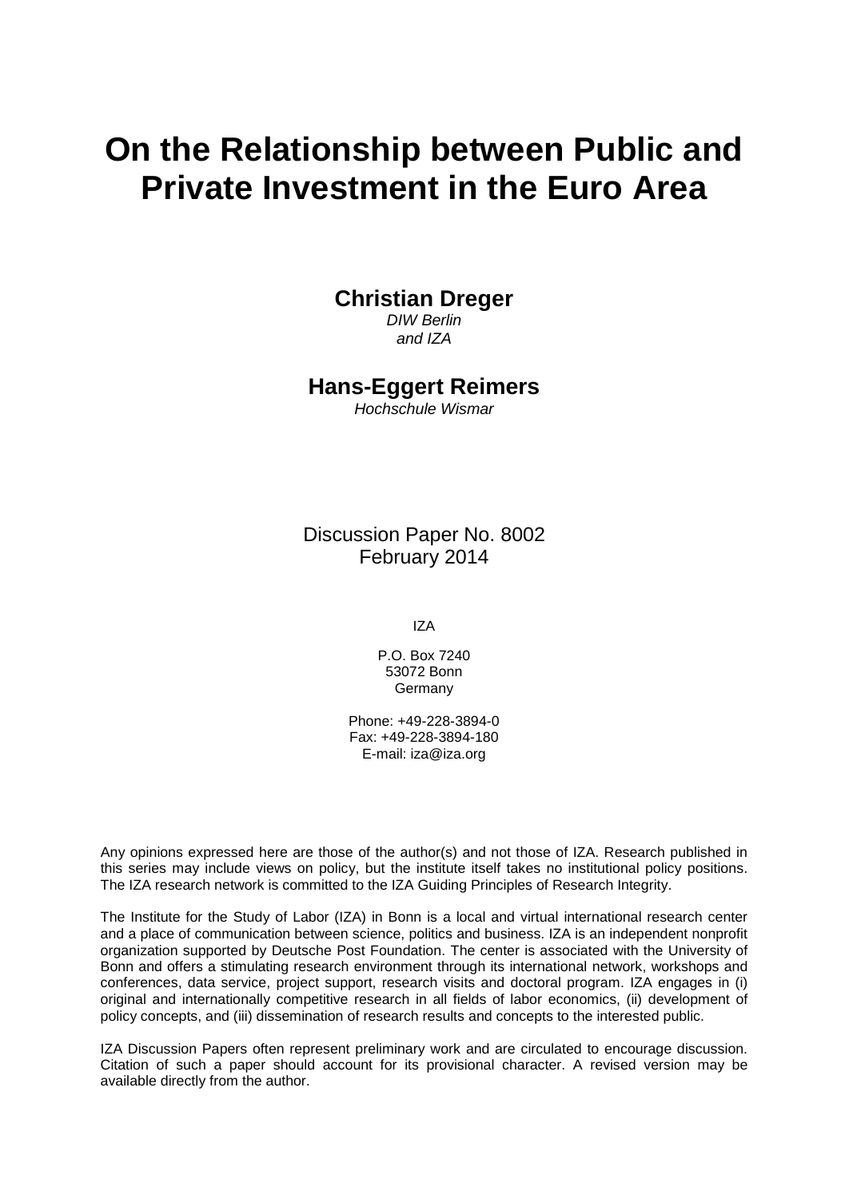# On the Relationship between Public and Private Investment in the Euro Area

**Christian Dreger**
*DIW Berlin*
*and IZA*

**Hans-Eggert Reimers**
*Hochschule Wismar*

Discussion Paper No. 8002
February 2014

IZA

P.O. Box 7240
53072 Bonn
Germany

Phone: +49-228-3894-0
Fax: +49-228-3894-180
E-mail: iza@iza.org

Any opinions expressed here are those of the author(s) and not those of IZA. Research published in this series may include views on policy, but the institute itself takes no institutional policy positions. The IZA research network is committed to the IZA Guiding Principles of Research Integrity.

The Institute for the Study of Labor (IZA) in Bonn is a local and virtual international research center and a place of communication between science, politics and business. IZA is an independent nonprofit organization supported by Deutsche Post Foundation. The center is associated with the University of Bonn and offers a stimulating research environment through its international network, workshops and conferences, data service, project support, research visits and doctoral program. IZA engages in (i) original and internationally competitive research in all fields of labor economics, (ii) development of policy concepts, and (iii) dissemination of research results and concepts to the interested public.

IZA Discussion Papers often represent preliminary work and are circulated to encourage discussion. Citation of such a paper should account for its provisional character. A revised version may be available directly from the author.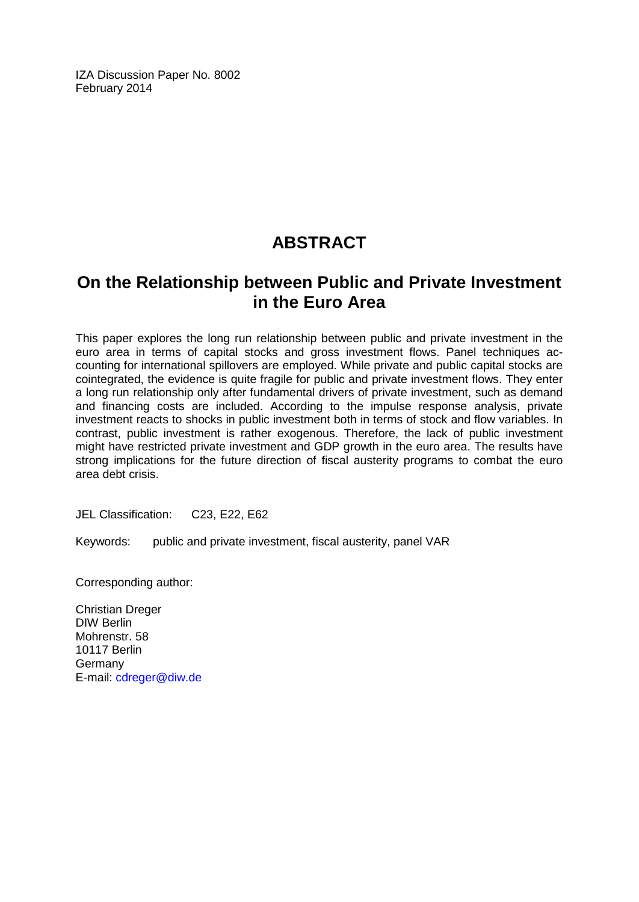IZA Discussion Paper No. 8002
February 2014

# ABSTRACT

## On the Relationship between Public and Private Investment in the Euro Area

This paper explores the long run relationship between public and private investment in the euro area in terms of capital stocks and gross investment flows. Panel techniques accounting for international spillovers are employed. While private and public capital stocks are cointegrated, the evidence is quite fragile for public and private investment flows. They enter a long run relationship only after fundamental drivers of private investment, such as demand and financing costs are included. According to the impulse response analysis, private investment reacts to shocks in public investment both in terms of stock and flow variables. In contrast, public investment is rather exogenous. Therefore, the lack of public investment might have restricted private investment and GDP growth in the euro area. The results have strong implications for the future direction of fiscal austerity programs to combat the euro area debt crisis.

JEL Classification: C23, E22, E62

Keywords: public and private investment, fiscal austerity, panel VAR

Corresponding author:

Christian Dreger
DIW Berlin
Mohrenstr. 58
10117 Berlin
Germany
E-mail: cdreger@diw.de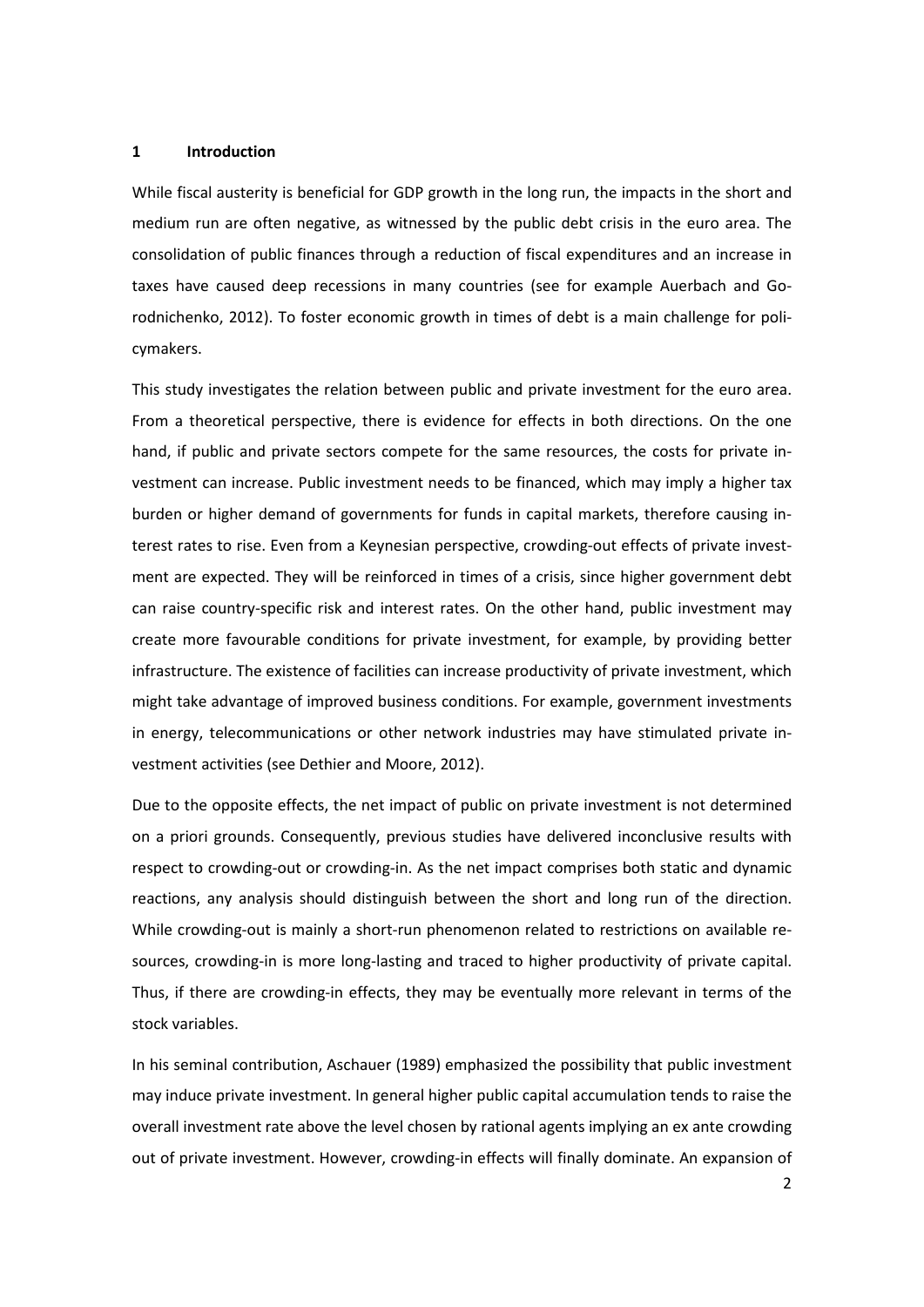# 1 Introduction

While fiscal austerity is beneficial for GDP growth in the long run, the impacts in the short and medium run are often negative, as witnessed by the public debt crisis in the euro area. The consolidation of public finances through a reduction of fiscal expenditures and an increase in taxes have caused deep recessions in many countries (see for example Auerbach and Gorodnichenko, 2012). To foster economic growth in times of debt is a main challenge for policymakers.

This study investigates the relation between public and private investment for the euro area. From a theoretical perspective, there is evidence for effects in both directions. On the one hand, if public and private sectors compete for the same resources, the costs for private investment can increase. Public investment needs to be financed, which may imply a higher tax burden or higher demand of governments for funds in capital markets, therefore causing interest rates to rise. Even from a Keynesian perspective, crowding-out effects of private investment are expected. They will be reinforced in times of a crisis, since higher government debt can raise country-specific risk and interest rates. On the other hand, public investment may create more favourable conditions for private investment, for example, by providing better infrastructure. The existence of facilities can increase productivity of private investment, which might take advantage of improved business conditions. For example, government investments in energy, telecommunications or other network industries may have stimulated private investment activities (see Dethier and Moore, 2012).

Due to the opposite effects, the net impact of public on private investment is not determined on a priori grounds. Consequently, previous studies have delivered inconclusive results with respect to crowding-out or crowding-in. As the net impact comprises both static and dynamic reactions, any analysis should distinguish between the short and long run of the direction. While crowding-out is mainly a short-run phenomenon related to restrictions on available resources, crowding-in is more long-lasting and traced to higher productivity of private capital. Thus, if there are crowding-in effects, they may be eventually more relevant in terms of the stock variables.

In his seminal contribution, Aschauer (1989) emphasized the possibility that public investment may induce private investment. In general higher public capital accumulation tends to raise the overall investment rate above the level chosen by rational agents implying an ex ante crowding out of private investment. However, crowding-in effects will finally dominate. An expansion of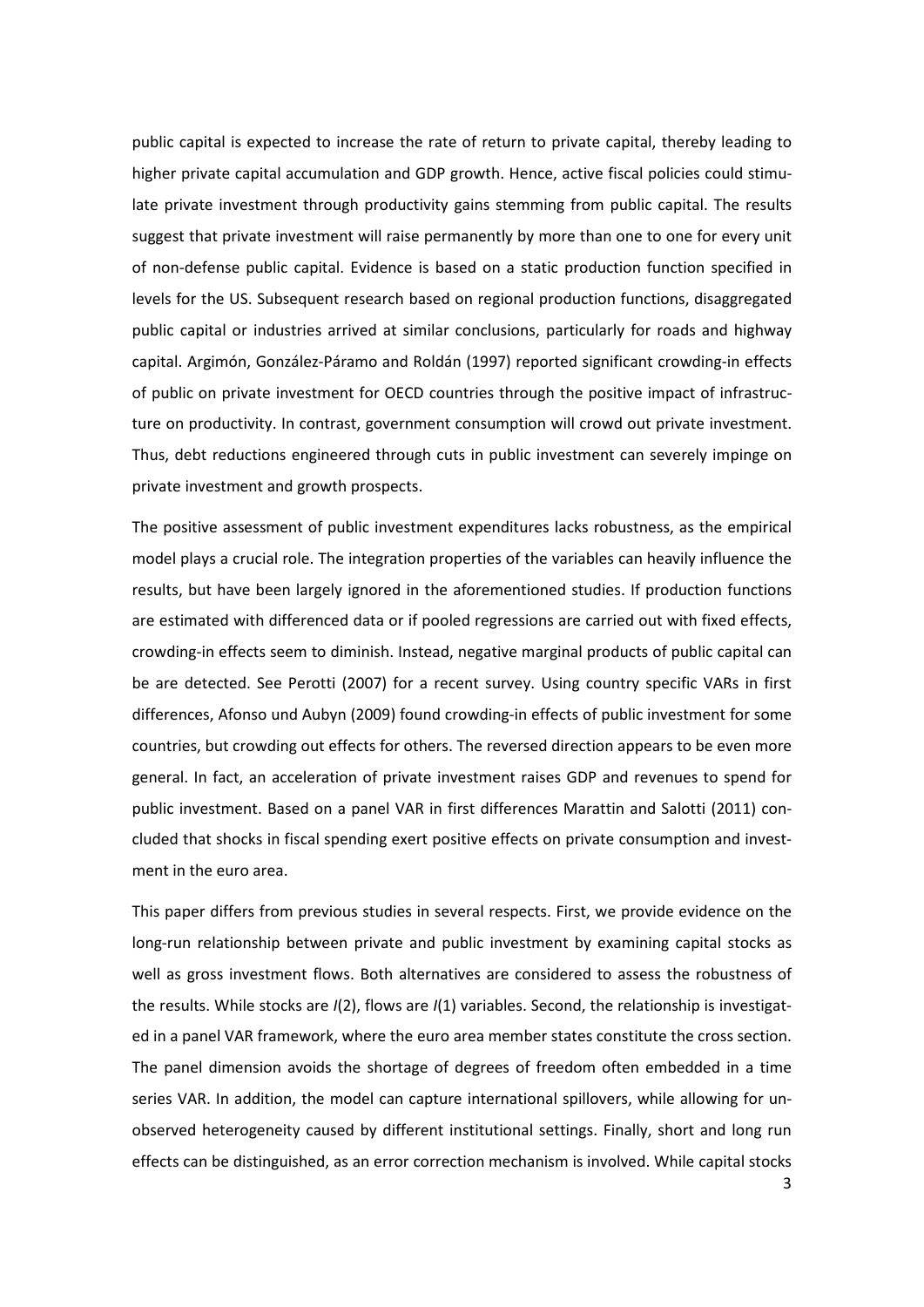public capital is expected to increase the rate of return to private capital, thereby leading to higher private capital accumulation and GDP growth. Hence, active fiscal policies could stimulate private investment through productivity gains stemming from public capital. The results suggest that private investment will raise permanently by more than one to one for every unit of non-defense public capital. Evidence is based on a static production function specified in levels for the US. Subsequent research based on regional production functions, disaggregated public capital or industries arrived at similar conclusions, particularly for roads and highway capital. Argimón, González-Páramo and Roldán (1997) reported significant crowding-in effects of public on private investment for OECD countries through the positive impact of infrastructure on productivity. In contrast, government consumption will crowd out private investment. Thus, debt reductions engineered through cuts in public investment can severely impinge on private investment and growth prospects.

The positive assessment of public investment expenditures lacks robustness, as the empirical model plays a crucial role. The integration properties of the variables can heavily influence the results, but have been largely ignored in the aforementioned studies. If production functions are estimated with differenced data or if pooled regressions are carried out with fixed effects, crowding-in effects seem to diminish. Instead, negative marginal products of public capital can be are detected. See Perotti (2007) for a recent survey. Using country specific VARs in first differences, Afonso und Aubyn (2009) found crowding-in effects of public investment for some countries, but crowding out effects for others. The reversed direction appears to be even more general. In fact, an acceleration of private investment raises GDP and revenues to spend for public investment. Based on a panel VAR in first differences Marattin and Salotti (2011) concluded that shocks in fiscal spending exert positive effects on private consumption and investment in the euro area.

This paper differs from previous studies in several respects. First, we provide evidence on the long-run relationship between private and public investment by examining capital stocks as well as gross investment flows. Both alternatives are considered to assess the robustness of the results. While stocks are *I*(2), flows are *I*(1) variables. Second, the relationship is investigated in a panel VAR framework, where the euro area member states constitute the cross section. The panel dimension avoids the shortage of degrees of freedom often embedded in a time series VAR. In addition, the model can capture international spillovers, while allowing for unobserved heterogeneity caused by different institutional settings. Finally, short and long run effects can be distinguished, as an error correction mechanism is involved. While capital stocks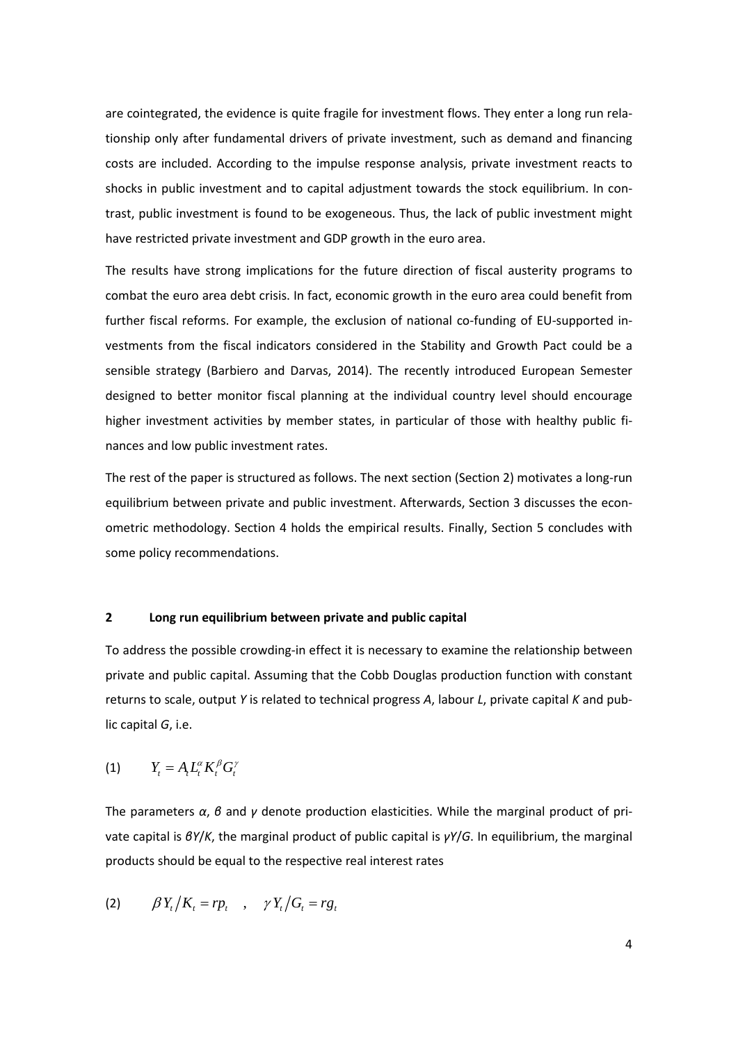are cointegrated, the evidence is quite fragile for investment flows. They enter a long run relationship only after fundamental drivers of private investment, such as demand and financing costs are included. According to the impulse response analysis, private investment reacts to shocks in public investment and to capital adjustment towards the stock equilibrium. In contrast, public investment is found to be exogeneous. Thus, the lack of public investment might have restricted private investment and GDP growth in the euro area.

The results have strong implications for the future direction of fiscal austerity programs to combat the euro area debt crisis. In fact, economic growth in the euro area could benefit from further fiscal reforms. For example, the exclusion of national co-funding of EU-supported investments from the fiscal indicators considered in the Stability and Growth Pact could be a sensible strategy (Barbiero and Darvas, 2014). The recently introduced European Semester designed to better monitor fiscal planning at the individual country level should encourage higher investment activities by member states, in particular of those with healthy public finances and low public investment rates.

The rest of the paper is structured as follows. The next section (Section 2) motivates a long-run equilibrium between private and public investment. Afterwards, Section 3 discusses the econometric methodology. Section 4 holds the empirical results. Finally, Section 5 concludes with some policy recommendations.

## 2 Long run equilibrium between private and public capital

To address the possible crowding-in effect it is necessary to examine the relationship between private and public capital. Assuming that the Cobb Douglas production function with constant returns to scale, output $Y$ is related to technical progress $A$, labour $L$, private capital $K$ and public capital $G$, i.e.

$$(1) \qquad Y_t = A_t L_t^{\alpha} K_t^{\beta} G_t^{\gamma}$$

The parameters $\alpha$, $\beta$ and $\gamma$ denote production elasticities. While the marginal product of private capital is $\beta Y/K$, the marginal product of public capital is $\gamma Y/G$. In equilibrium, the marginal products should be equal to the respective real interest rates

$$(2) \qquad \beta Y_t / K_t = rp_t \quad , \quad \gamma Y_t / G_t = rg_t$$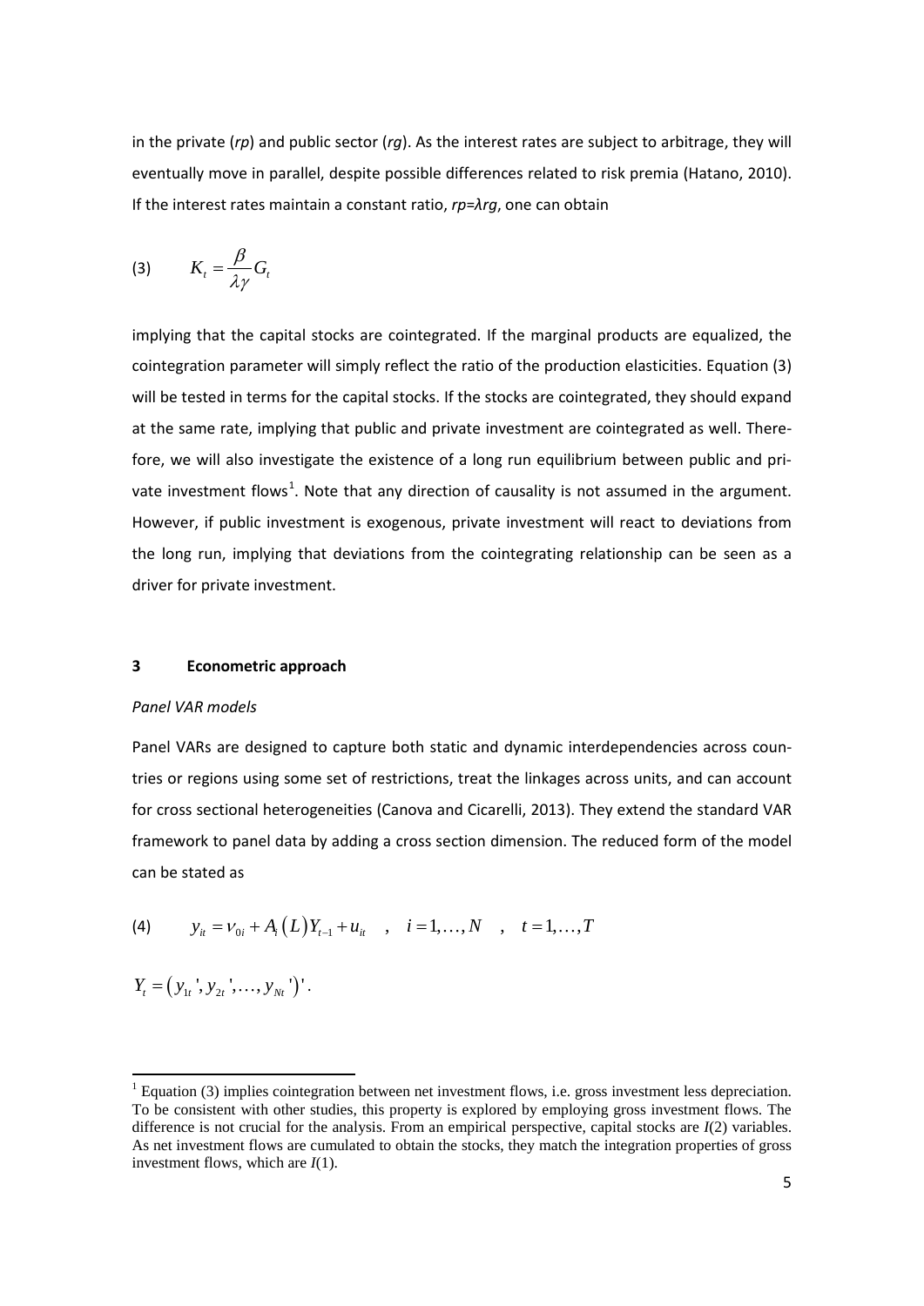in the private (*rp*) and public sector (*rg*). As the interest rates are subject to arbitrage, they will eventually move in parallel, despite possible differences related to risk premia (Hatano, 2010). If the interest rates maintain a constant ratio, $rp = \lambda rg$, one can obtain

$$(3) \qquad K_t = \frac{\beta}{\lambda \gamma} G_t$$

implying that the capital stocks are cointegrated. If the marginal products are equalized, the cointegration parameter will simply reflect the ratio of the production elasticities. Equation (3) will be tested in terms for the capital stocks. If the stocks are cointegrated, they should expand at the same rate, implying that public and private investment are cointegrated as well. Therefore, we will also investigate the existence of a long run equilibrium between public and private investment flows[1]. Note that any direction of causality is not assumed in the argument. However, if public investment is exogenous, private investment will react to deviations from the long run, implying that deviations from the cointegrating relationship can be seen as a driver for private investment.

## 3 Econometric approach

*Panel VAR models*

Panel VARs are designed to capture both static and dynamic interdependencies across countries or regions using some set of restrictions, treat the linkages across units, and can account for cross sectional heterogeneities (Canova and Cicarelli, 2013). They extend the standard VAR framework to panel data by adding a cross section dimension. The reduced form of the model can be stated as

$$(4) \qquad y_{it} = v_{0i} + A_i(L) Y_{t-1} + u_{it} \quad , \quad i = 1, \ldots, N \quad , \quad t = 1, \ldots, T$$

$$Y_t = \left(y_{1t}', y_{2t}', \ldots, y_{Nt}'\right)'.$$

[1] Equation (3) implies cointegration between net investment flows, i.e. gross investment less depreciation. To be consistent with other studies, this property is explored by employing gross investment flows. The difference is not crucial for the analysis. From an empirical perspective, capital stocks are $I(2)$ variables. As net investment flows are cumulated to obtain the stocks, they match the integration properties of gross investment flows, which are $I(1)$.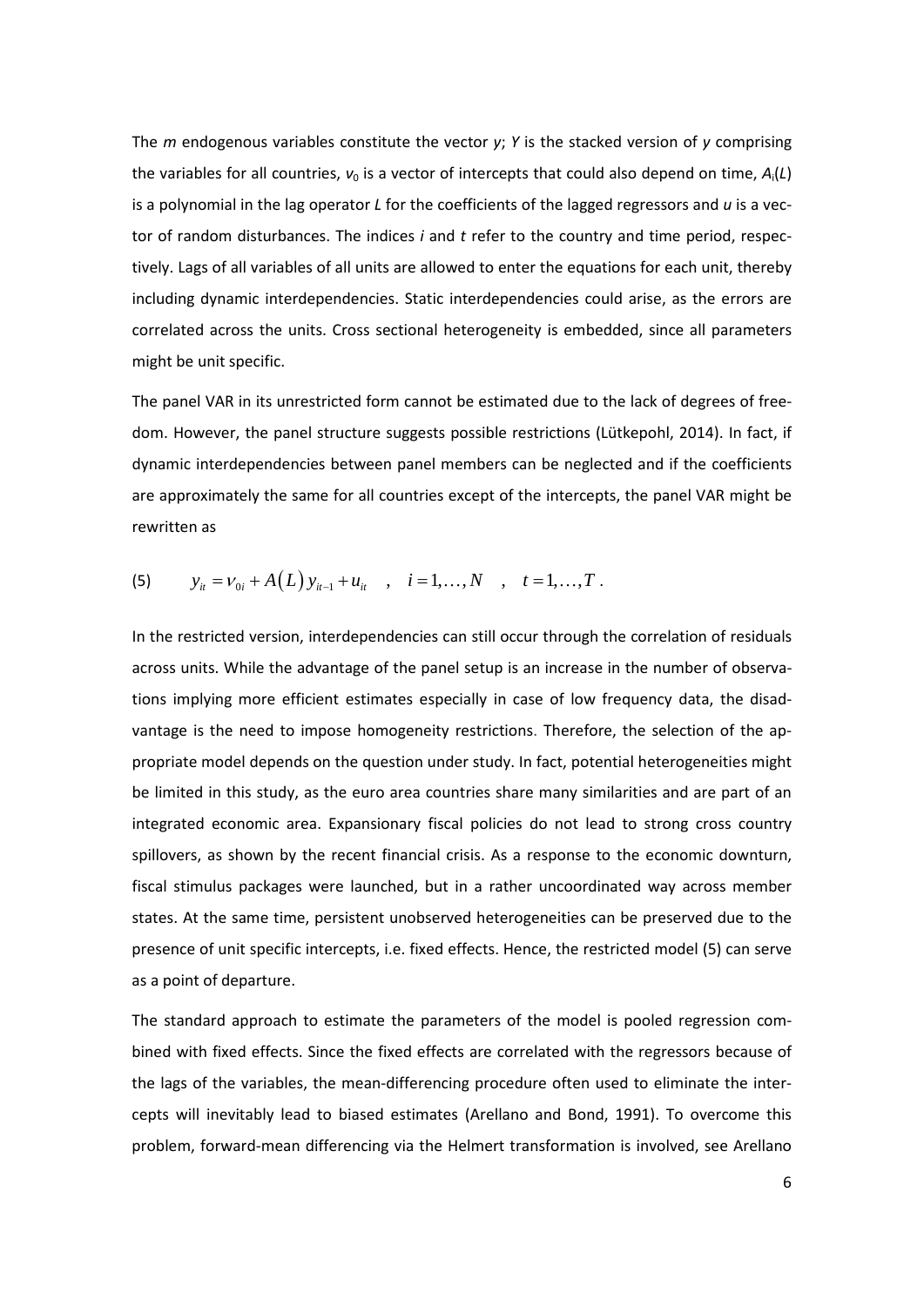The $m$ endogenous variables constitute the vector $y$; $Y$ is the stacked version of $y$ comprising the variables for all countries, $v_0$ is a vector of intercepts that could also depend on time, $A_i(L)$ is a polynomial in the lag operator $L$ for the coefficients of the lagged regressors and $u$ is a vector of random disturbances. The indices $i$ and $t$ refer to the country and time period, respectively. Lags of all variables of all units are allowed to enter the equations for each unit, thereby including dynamic interdependencies. Static interdependencies could arise, as the errors are correlated across the units. Cross sectional heterogeneity is embedded, since all parameters might be unit specific.

The panel VAR in its unrestricted form cannot be estimated due to the lack of degrees of freedom. However, the panel structure suggests possible restrictions (Lütkepohl, 2014). In fact, if dynamic interdependencies between panel members can be neglected and if the coefficients are approximately the same for all countries except of the intercepts, the panel VAR might be rewritten as

$$(5) \qquad y_{it} = v_{0i} + A(L)\, y_{it-1} + u_{it} \quad , \quad i = 1, \ldots, N \quad , \quad t = 1, \ldots, T \; .$$

In the restricted version, interdependencies can still occur through the correlation of residuals across units. While the advantage of the panel setup is an increase in the number of observations implying more efficient estimates especially in case of low frequency data, the disadvantage is the need to impose homogeneity restrictions. Therefore, the selection of the appropriate model depends on the question under study. In fact, potential heterogeneities might be limited in this study, as the euro area countries share many similarities and are part of an integrated economic area. Expansionary fiscal policies do not lead to strong cross country spillovers, as shown by the recent financial crisis. As a response to the economic downturn, fiscal stimulus packages were launched, but in a rather uncoordinated way across member states. At the same time, persistent unobserved heterogeneities can be preserved due to the presence of unit specific intercepts, i.e. fixed effects. Hence, the restricted model (5) can serve as a point of departure.

The standard approach to estimate the parameters of the model is pooled regression combined with fixed effects. Since the fixed effects are correlated with the regressors because of the lags of the variables, the mean-differencing procedure often used to eliminate the intercepts will inevitably lead to biased estimates (Arellano and Bond, 1991). To overcome this problem, forward-mean differencing via the Helmert transformation is involved, see Arellano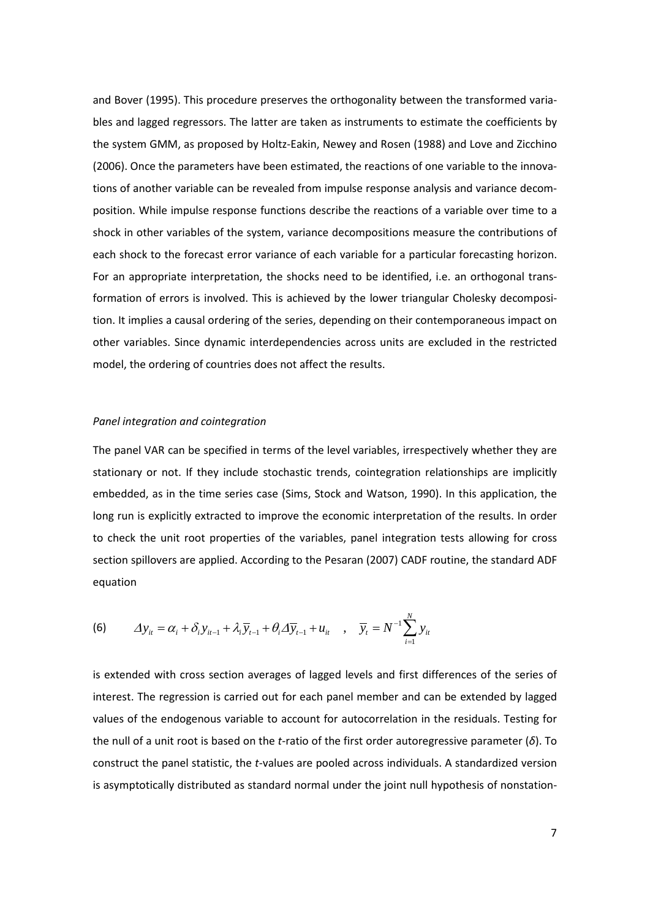and Bover (1995). This procedure preserves the orthogonality between the transformed variables and lagged regressors. The latter are taken as instruments to estimate the coefficients by the system GMM, as proposed by Holtz-Eakin, Newey and Rosen (1988) and Love and Zicchino (2006). Once the parameters have been estimated, the reactions of one variable to the innovations of another variable can be revealed from impulse response analysis and variance decomposition. While impulse response functions describe the reactions of a variable over time to a shock in other variables of the system, variance decompositions measure the contributions of each shock to the forecast error variance of each variable for a particular forecasting horizon. For an appropriate interpretation, the shocks need to be identified, i.e. an orthogonal transformation of errors is involved. This is achieved by the lower triangular Cholesky decomposition. It implies a causal ordering of the series, depending on their contemporaneous impact on other variables. Since dynamic interdependencies across units are excluded in the restricted model, the ordering of countries does not affect the results.

*Panel integration and cointegration*

The panel VAR can be specified in terms of the level variables, irrespectively whether they are stationary or not. If they include stochastic trends, cointegration relationships are implicitly embedded, as in the time series case (Sims, Stock and Watson, 1990). In this application, the long run is explicitly extracted to improve the economic interpretation of the results. In order to check the unit root properties of the variables, panel integration tests allowing for cross section spillovers are applied. According to the Pesaran (2007) CADF routine, the standard ADF equation

$$(6) \qquad \Delta y_{it} = \alpha_i + \delta_i y_{it-1} + \lambda_i \overline{y}_{t-1} + \theta_i \Delta \overline{y}_{t-1} + u_{it} \quad , \quad \overline{y}_t = N^{-1} \sum_{i=1}^{N} y_{it}$$

is extended with cross section averages of lagged levels and first differences of the series of interest. The regression is carried out for each panel member and can be extended by lagged values of the endogenous variable to account for autocorrelation in the residuals. Testing for the null of a unit root is based on the *t*-ratio of the first order autoregressive parameter ($\delta$). To construct the panel statistic, the *t*-values are pooled across individuals. A standardized version is asymptotically distributed as standard normal under the joint null hypothesis of nonstation-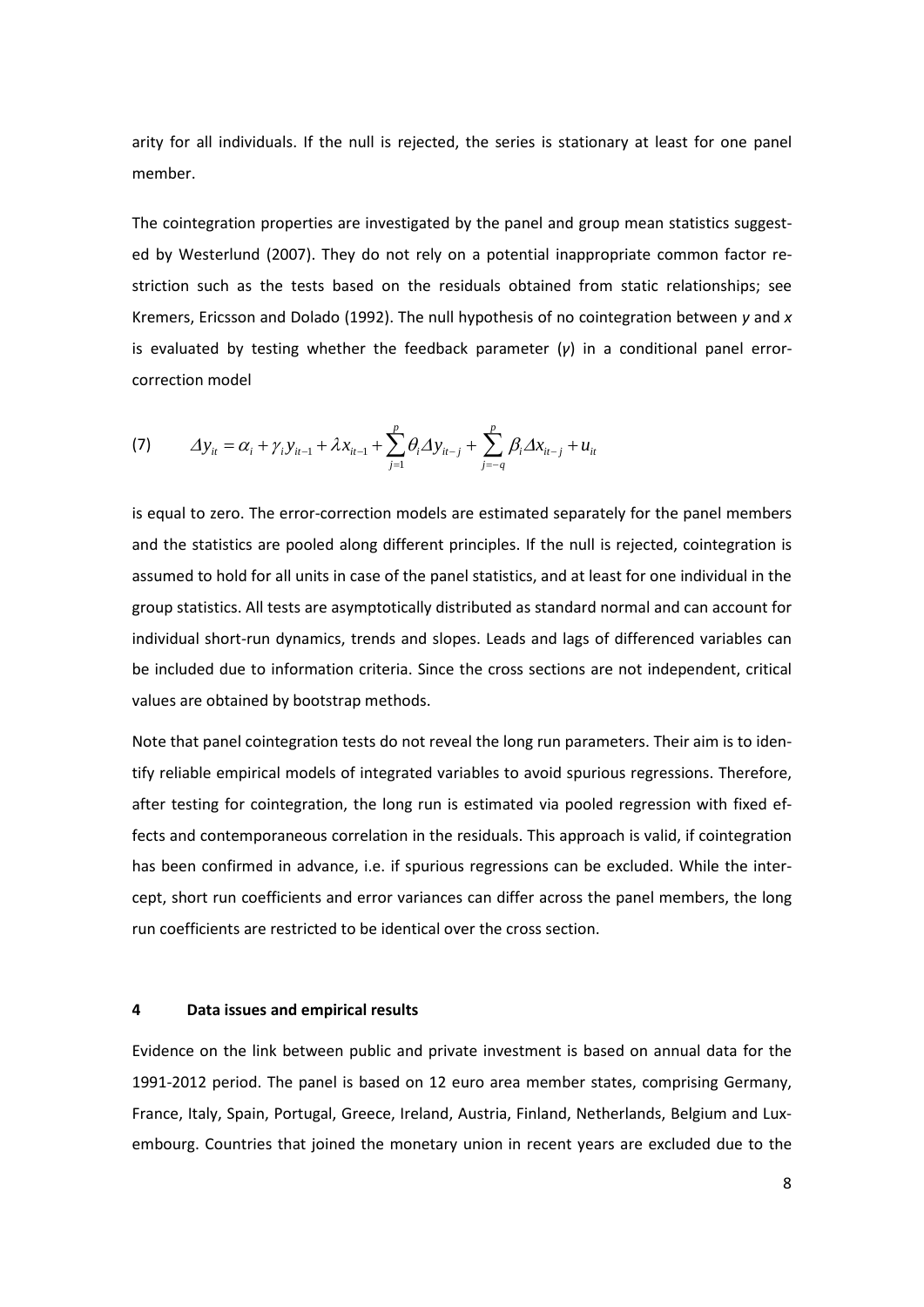arity for all individuals. If the null is rejected, the series is stationary at least for one panel member.

The cointegration properties are investigated by the panel and group mean statistics suggested by Westerlund (2007). They do not rely on a potential inappropriate common factor restriction such as the tests based on the residuals obtained from static relationships; see Kremers, Ericsson and Dolado (1992). The null hypothesis of no cointegration between *y* and *x* is evaluated by testing whether the feedback parameter ($\gamma$) in a conditional panel error-correction model

$$(7) \qquad \Delta y_{it} = \alpha_i + \gamma_i y_{it-1} + \lambda x_{it-1} + \sum_{j=1}^{p} \theta_i \Delta y_{it-j} + \sum_{j=-q}^{p} \beta_i \Delta x_{it-j} + u_{it}$$

is equal to zero. The error-correction models are estimated separately for the panel members and the statistics are pooled along different principles. If the null is rejected, cointegration is assumed to hold for all units in case of the panel statistics, and at least for one individual in the group statistics. All tests are asymptotically distributed as standard normal and can account for individual short-run dynamics, trends and slopes. Leads and lags of differenced variables can be included due to information criteria. Since the cross sections are not independent, critical values are obtained by bootstrap methods.

Note that panel cointegration tests do not reveal the long run parameters. Their aim is to identify reliable empirical models of integrated variables to avoid spurious regressions. Therefore, after testing for cointegration, the long run is estimated via pooled regression with fixed effects and contemporaneous correlation in the residuals. This approach is valid, if cointegration has been confirmed in advance, i.e. if spurious regressions can be excluded. While the intercept, short run coefficients and error variances can differ across the panel members, the long run coefficients are restricted to be identical over the cross section.

## 4 Data issues and empirical results

Evidence on the link between public and private investment is based on annual data for the 1991-2012 period. The panel is based on 12 euro area member states, comprising Germany, France, Italy, Spain, Portugal, Greece, Ireland, Austria, Finland, Netherlands, Belgium and Luxembourg. Countries that joined the monetary union in recent years are excluded due to the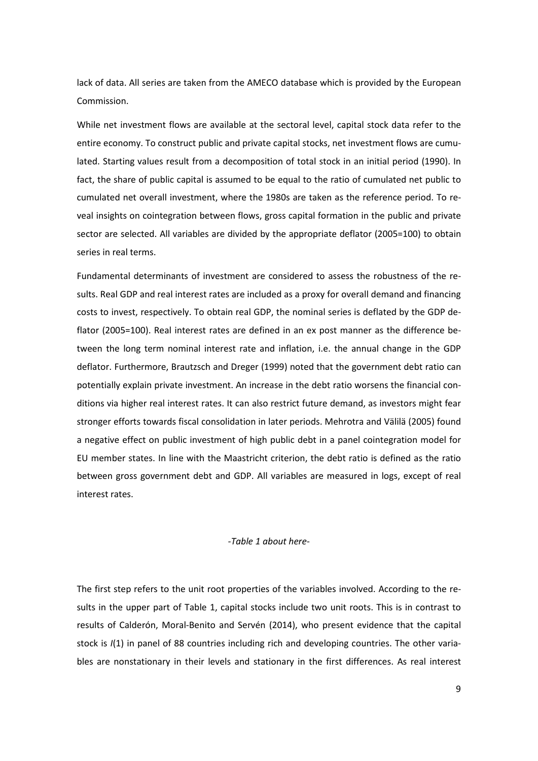lack of data. All series are taken from the AMECO database which is provided by the European Commission.

While net investment flows are available at the sectoral level, capital stock data refer to the entire economy. To construct public and private capital stocks, net investment flows are cumulated. Starting values result from a decomposition of total stock in an initial period (1990). In fact, the share of public capital is assumed to be equal to the ratio of cumulated net public to cumulated net overall investment, where the 1980s are taken as the reference period. To reveal insights on cointegration between flows, gross capital formation in the public and private sector are selected. All variables are divided by the appropriate deflator (2005=100) to obtain series in real terms.

Fundamental determinants of investment are considered to assess the robustness of the results. Real GDP and real interest rates are included as a proxy for overall demand and financing costs to invest, respectively. To obtain real GDP, the nominal series is deflated by the GDP deflator (2005=100). Real interest rates are defined in an ex post manner as the difference between the long term nominal interest rate and inflation, i.e. the annual change in the GDP deflator. Furthermore, Brautzsch and Dreger (1999) noted that the government debt ratio can potentially explain private investment. An increase in the debt ratio worsens the financial conditions via higher real interest rates. It can also restrict future demand, as investors might fear stronger efforts towards fiscal consolidation in later periods. Mehrotra and Välilä (2005) found a negative effect on public investment of high public debt in a panel cointegration model for EU member states. In line with the Maastricht criterion, the debt ratio is defined as the ratio between gross government debt and GDP. All variables are measured in logs, except of real interest rates.

*-Table 1 about here-*

The first step refers to the unit root properties of the variables involved. According to the results in the upper part of Table 1, capital stocks include two unit roots. This is in contrast to results of Calderón, Moral-Benito and Servén (2014), who present evidence that the capital stock is $I(1)$ in panel of 88 countries including rich and developing countries. The other variables are nonstationary in their levels and stationary in the first differences. As real interest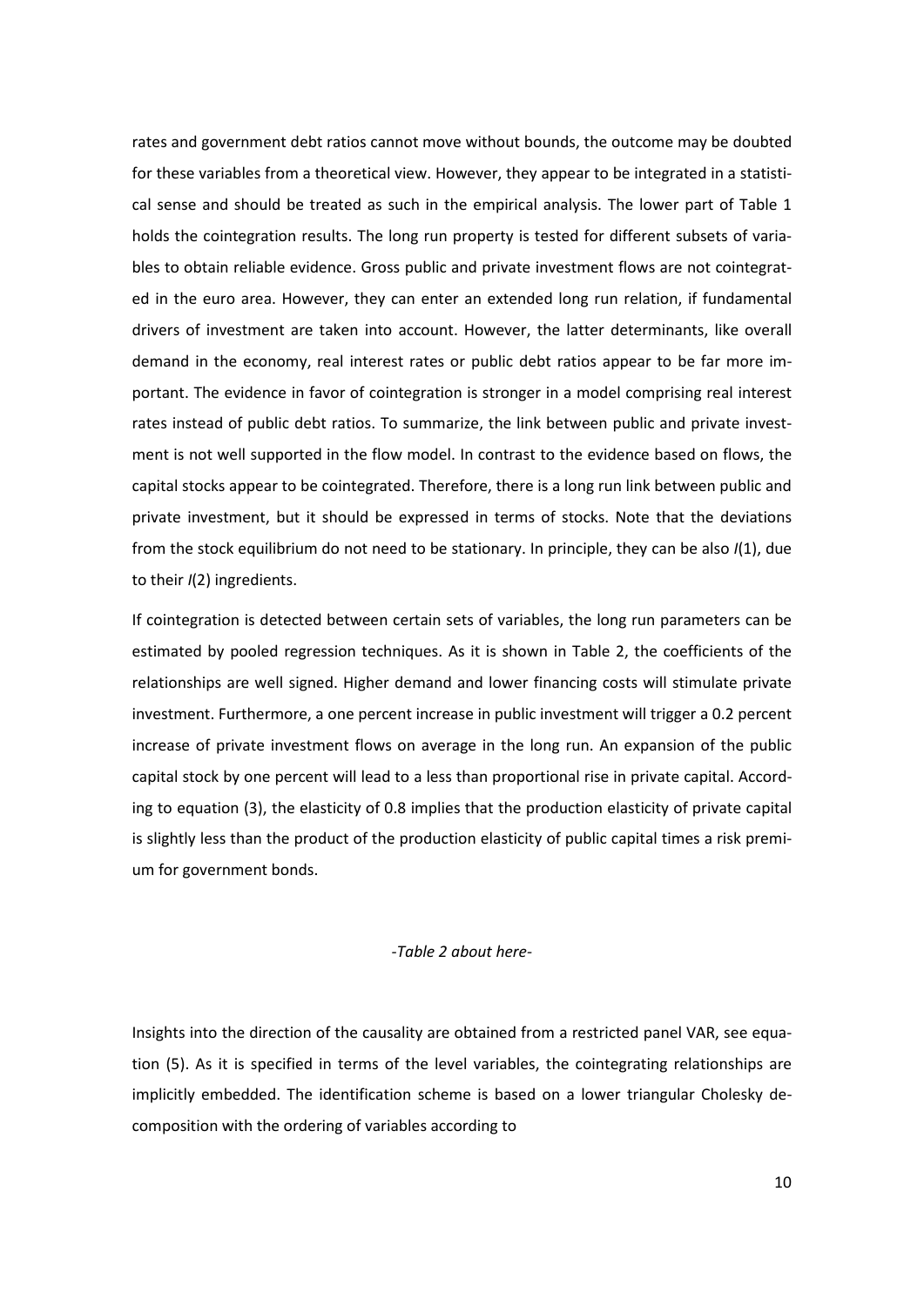rates and government debt ratios cannot move without bounds, the outcome may be doubted for these variables from a theoretical view. However, they appear to be integrated in a statistical sense and should be treated as such in the empirical analysis. The lower part of Table 1 holds the cointegration results. The long run property is tested for different subsets of variables to obtain reliable evidence. Gross public and private investment flows are not cointegrated in the euro area. However, they can enter an extended long run relation, if fundamental drivers of investment are taken into account. However, the latter determinants, like overall demand in the economy, real interest rates or public debt ratios appear to be far more important. The evidence in favor of cointegration is stronger in a model comprising real interest rates instead of public debt ratios. To summarize, the link between public and private investment is not well supported in the flow model. In contrast to the evidence based on flows, the capital stocks appear to be cointegrated. Therefore, there is a long run link between public and private investment, but it should be expressed in terms of stocks. Note that the deviations from the stock equilibrium do not need to be stationary. In principle, they can be also $I(1)$, due to their $I(2)$ ingredients.

If cointegration is detected between certain sets of variables, the long run parameters can be estimated by pooled regression techniques. As it is shown in Table 2, the coefficients of the relationships are well signed. Higher demand and lower financing costs will stimulate private investment. Furthermore, a one percent increase in public investment will trigger a 0.2 percent increase of private investment flows on average in the long run. An expansion of the public capital stock by one percent will lead to a less than proportional rise in private capital. According to equation (3), the elasticity of 0.8 implies that the production elasticity of private capital is slightly less than the product of the production elasticity of public capital times a risk premium for government bonds.

*-Table 2 about here-*

Insights into the direction of the causality are obtained from a restricted panel VAR, see equation (5). As it is specified in terms of the level variables, the cointegrating relationships are implicitly embedded. The identification scheme is based on a lower triangular Cholesky decomposition with the ordering of variables according to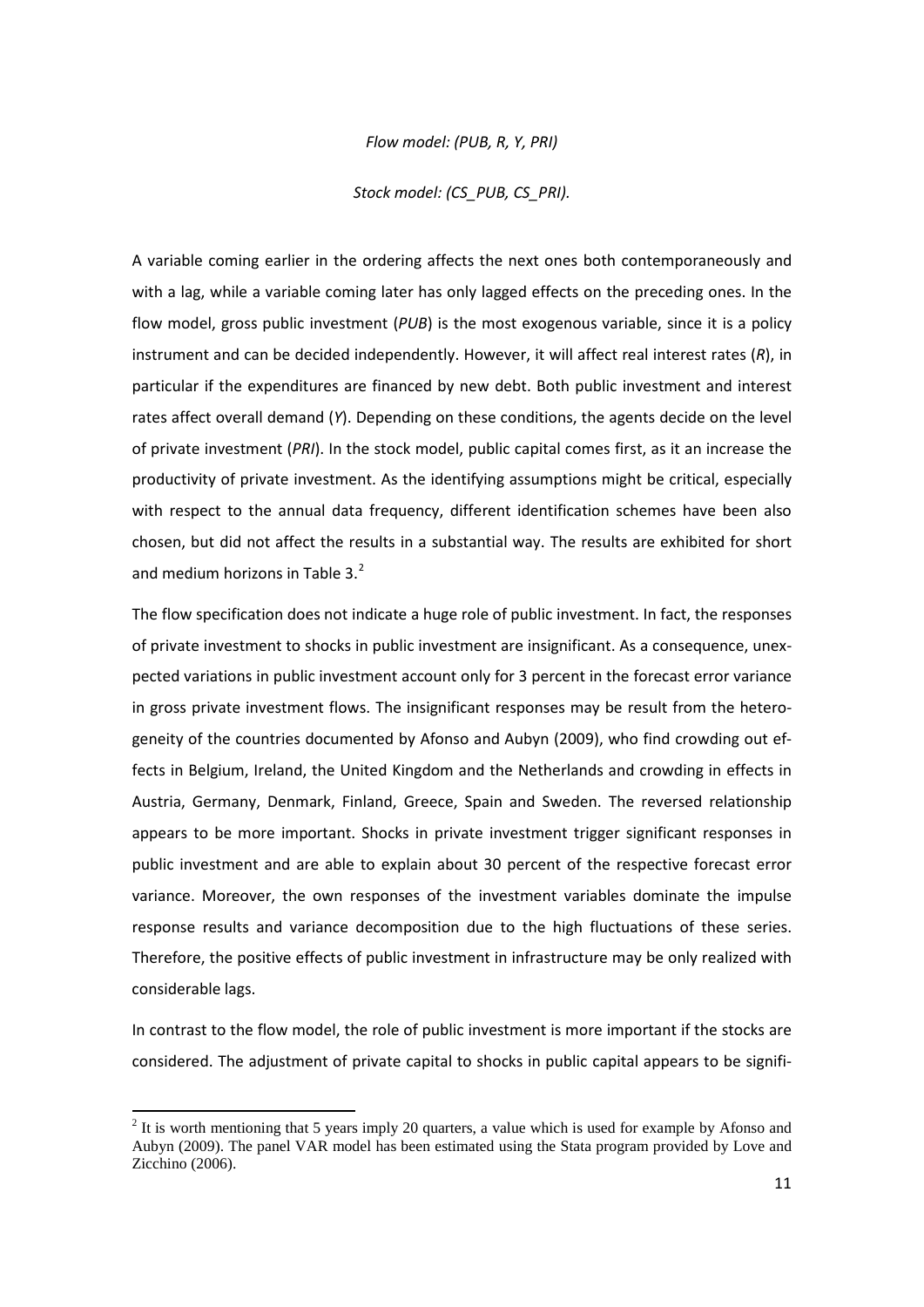*Flow model: (PUB, R, Y, PRI)*

*Stock model: (CS_PUB, CS_PRI).*

A variable coming earlier in the ordering affects the next ones both contemporaneously and with a lag, while a variable coming later has only lagged effects on the preceding ones. In the flow model, gross public investment (*PUB*) is the most exogenous variable, since it is a policy instrument and can be decided independently. However, it will affect real interest rates (*R*), in particular if the expenditures are financed by new debt. Both public investment and interest rates affect overall demand (*Y*). Depending on these conditions, the agents decide on the level of private investment (*PRI*). In the stock model, public capital comes first, as it an increase the productivity of private investment. As the identifying assumptions might be critical, especially with respect to the annual data frequency, different identification schemes have been also chosen, but did not affect the results in a substantial way. The results are exhibited for short and medium horizons in Table 3.[2]

The flow specification does not indicate a huge role of public investment. In fact, the responses of private investment to shocks in public investment are insignificant. As a consequence, unexpected variations in public investment account only for 3 percent in the forecast error variance in gross private investment flows. The insignificant responses may be result from the heterogeneity of the countries documented by Afonso and Aubyn (2009), who find crowding out effects in Belgium, Ireland, the United Kingdom and the Netherlands and crowding in effects in Austria, Germany, Denmark, Finland, Greece, Spain and Sweden. The reversed relationship appears to be more important. Shocks in private investment trigger significant responses in public investment and are able to explain about 30 percent of the respective forecast error variance. Moreover, the own responses of the investment variables dominate the impulse response results and variance decomposition due to the high fluctuations of these series. Therefore, the positive effects of public investment in infrastructure may be only realized with considerable lags.

In contrast to the flow model, the role of public investment is more important if the stocks are considered. The adjustment of private capital to shocks in public capital appears to be signifi-

[2] It is worth mentioning that 5 years imply 20 quarters, a value which is used for example by Afonso and Aubyn (2009). The panel VAR model has been estimated using the Stata program provided by Love and Zicchino (2006).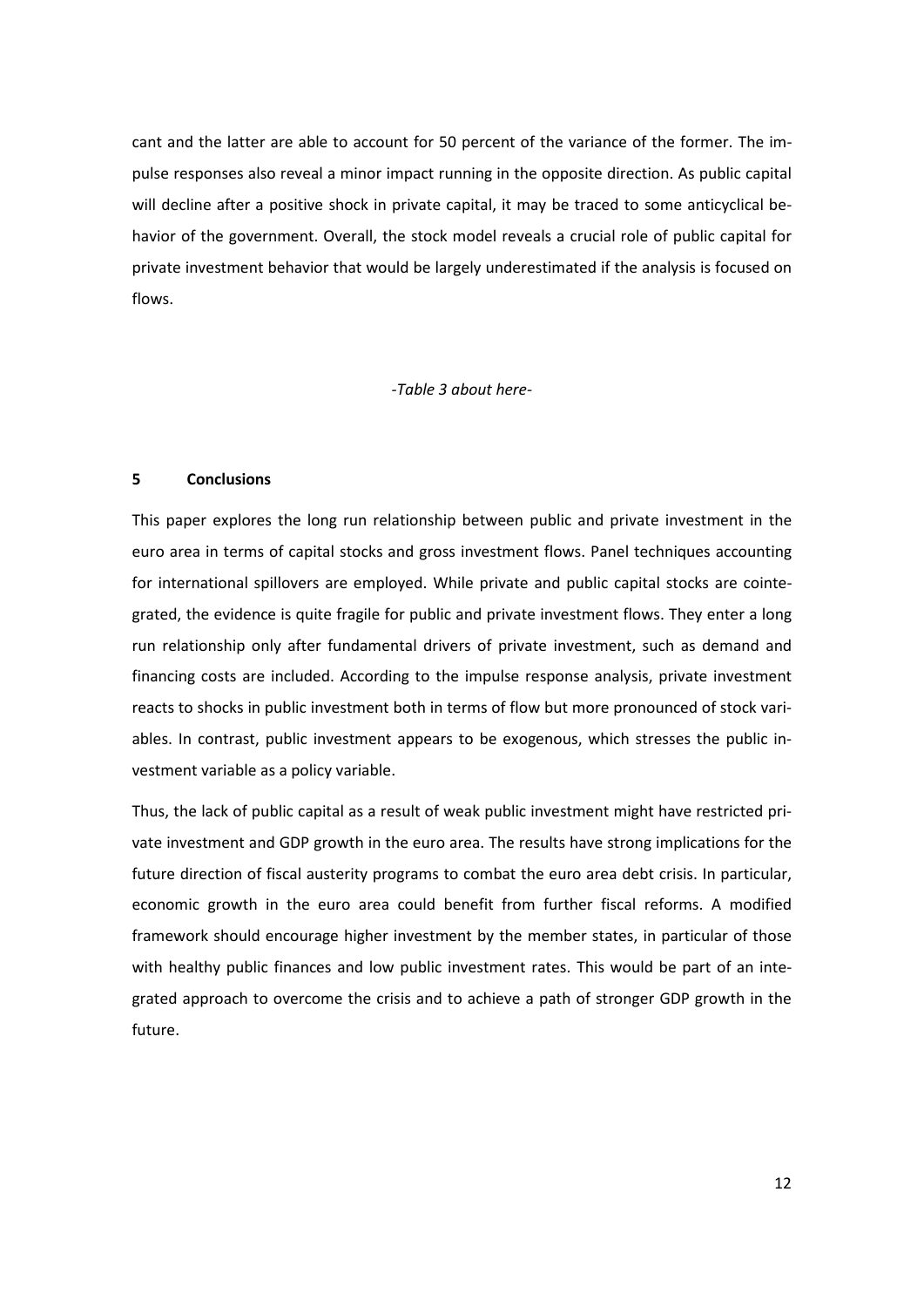cant and the latter are able to account for 50 percent of the variance of the former. The impulse responses also reveal a minor impact running in the opposite direction. As public capital will decline after a positive shock in private capital, it may be traced to some anticyclical behavior of the government. Overall, the stock model reveals a crucial role of public capital for private investment behavior that would be largely underestimated if the analysis is focused on flows.

*-Table 3 about here-*

## 5 Conclusions

This paper explores the long run relationship between public and private investment in the euro area in terms of capital stocks and gross investment flows. Panel techniques accounting for international spillovers are employed. While private and public capital stocks are cointegrated, the evidence is quite fragile for public and private investment flows. They enter a long run relationship only after fundamental drivers of private investment, such as demand and financing costs are included. According to the impulse response analysis, private investment reacts to shocks in public investment both in terms of flow but more pronounced of stock variables. In contrast, public investment appears to be exogenous, which stresses the public investment variable as a policy variable.

Thus, the lack of public capital as a result of weak public investment might have restricted private investment and GDP growth in the euro area. The results have strong implications for the future direction of fiscal austerity programs to combat the euro area debt crisis. In particular, economic growth in the euro area could benefit from further fiscal reforms. A modified framework should encourage higher investment by the member states, in particular of those with healthy public finances and low public investment rates. This would be part of an integrated approach to overcome the crisis and to achieve a path of stronger GDP growth in the future.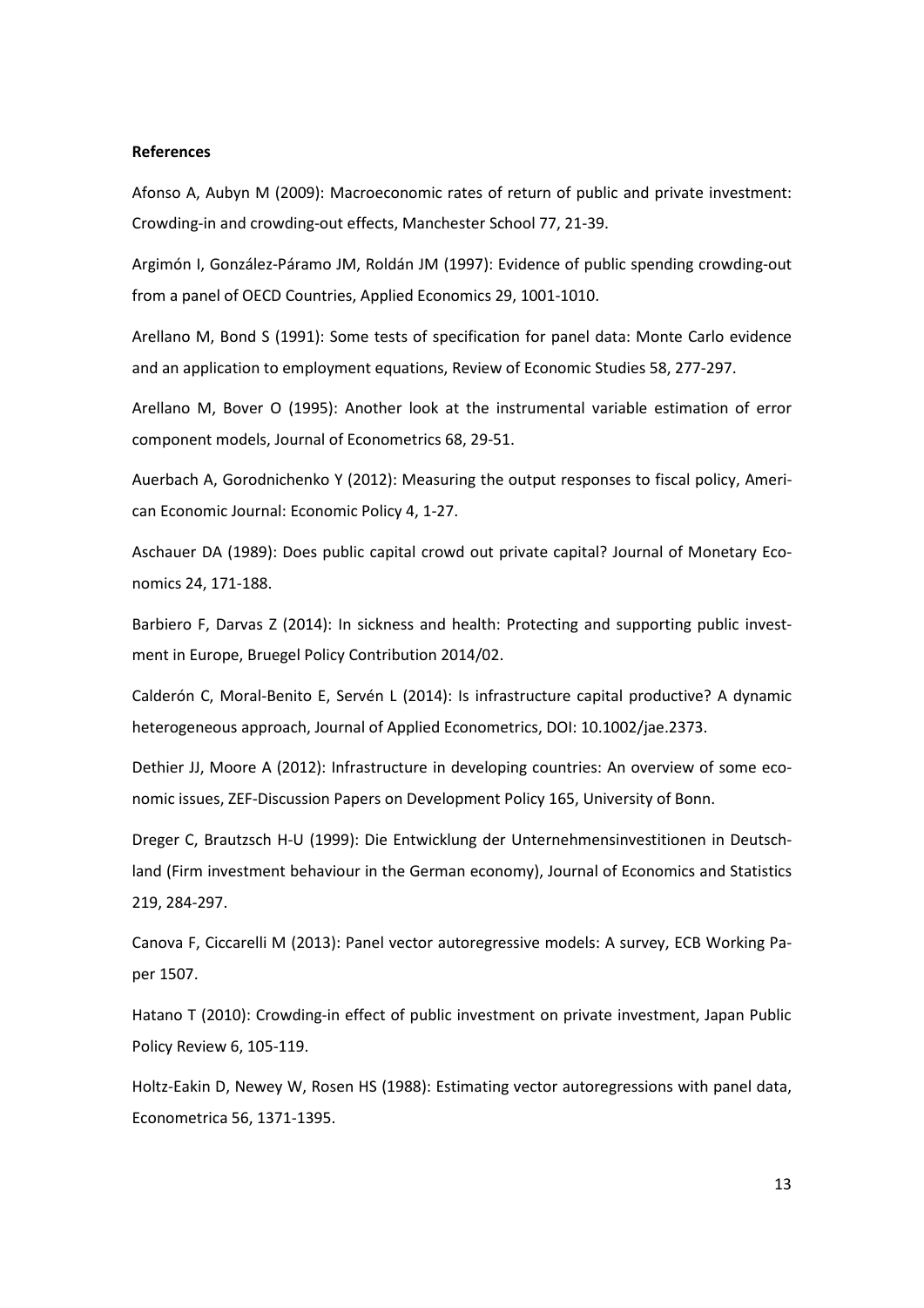**References**

Afonso A, Aubyn M (2009): Macroeconomic rates of return of public and private investment: Crowding-in and crowding-out effects, Manchester School 77, 21-39.

Argimón I, González-Páramo JM, Roldán JM (1997): Evidence of public spending crowding-out from a panel of OECD Countries, Applied Economics 29, 1001-1010.

Arellano M, Bond S (1991): Some tests of specification for panel data: Monte Carlo evidence and an application to employment equations, Review of Economic Studies 58, 277-297.

Arellano M, Bover O (1995): Another look at the instrumental variable estimation of error component models, Journal of Econometrics 68, 29-51.

Auerbach A, Gorodnichenko Y (2012): Measuring the output responses to fiscal policy, American Economic Journal: Economic Policy 4, 1-27.

Aschauer DA (1989): Does public capital crowd out private capital? Journal of Monetary Economics 24, 171-188.

Barbiero F, Darvas Z (2014): In sickness and health: Protecting and supporting public investment in Europe, Bruegel Policy Contribution 2014/02.

Calderón C, Moral-Benito E, Servén L (2014): Is infrastructure capital productive? A dynamic heterogeneous approach, Journal of Applied Econometrics, DOI: 10.1002/jae.2373.

Dethier JJ, Moore A (2012): Infrastructure in developing countries: An overview of some economic issues, ZEF-Discussion Papers on Development Policy 165, University of Bonn.

Dreger C, Brautzsch H-U (1999): Die Entwicklung der Unternehmensinvestitionen in Deutschland (Firm investment behaviour in the German economy), Journal of Economics and Statistics 219, 284-297.

Canova F, Ciccarelli M (2013): Panel vector autoregressive models: A survey, ECB Working Paper 1507.

Hatano T (2010): Crowding-in effect of public investment on private investment, Japan Public Policy Review 6, 105-119.

Holtz-Eakin D, Newey W, Rosen HS (1988): Estimating vector autoregressions with panel data, Econometrica 56, 1371-1395.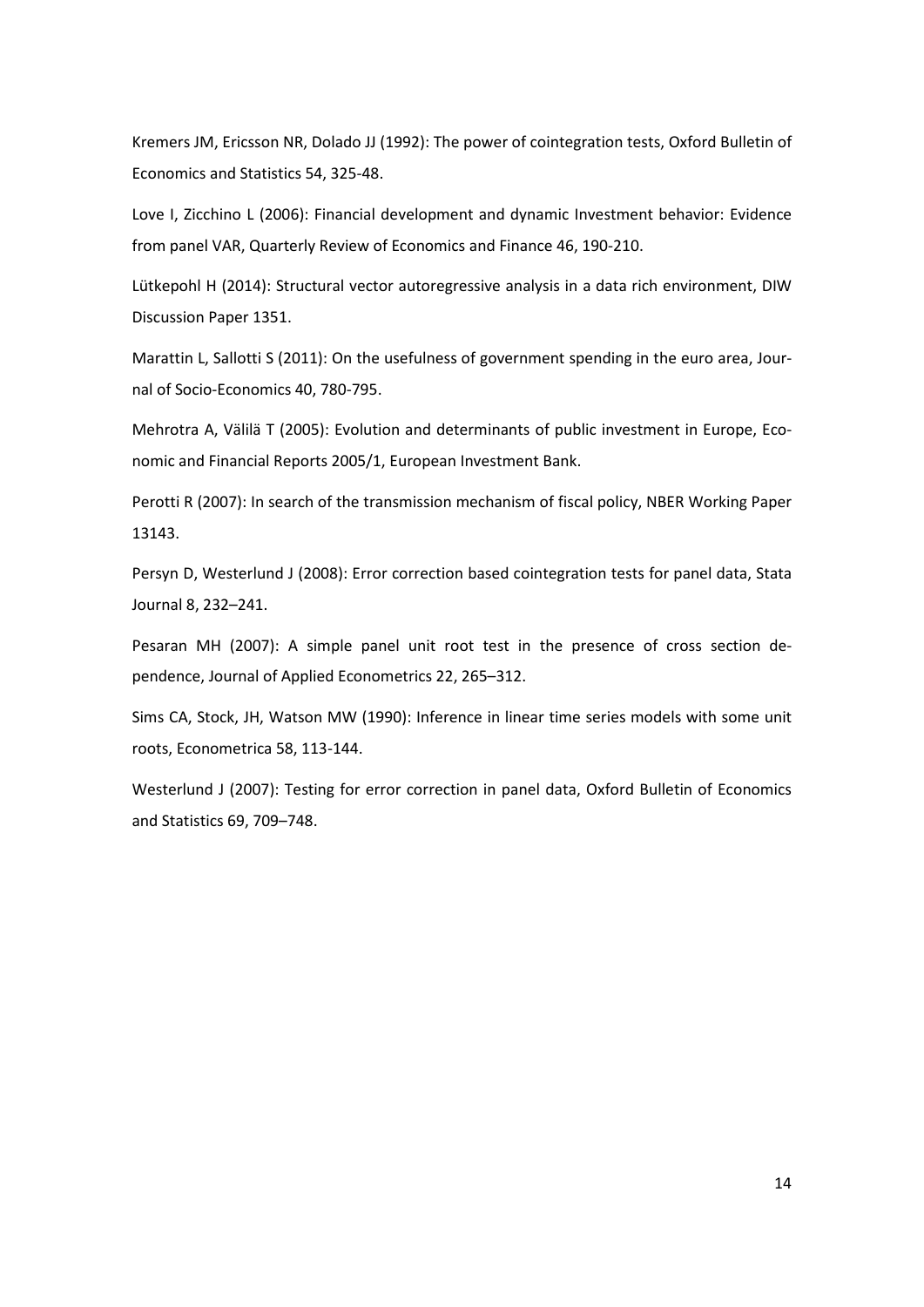Kremers JM, Ericsson NR, Dolado JJ (1992): The power of cointegration tests, Oxford Bulletin of Economics and Statistics 54, 325-48.

Love I, Zicchino L (2006): Financial development and dynamic Investment behavior: Evidence from panel VAR, Quarterly Review of Economics and Finance 46, 190-210.

Lütkepohl H (2014): Structural vector autoregressive analysis in a data rich environment, DIW Discussion Paper 1351.

Marattin L, Sallotti S (2011): On the usefulness of government spending in the euro area, Journal of Socio-Economics 40, 780-795.

Mehrotra A, Välilä T (2005): Evolution and determinants of public investment in Europe, Economic and Financial Reports 2005/1, European Investment Bank.

Perotti R (2007): In search of the transmission mechanism of fiscal policy, NBER Working Paper 13143.

Persyn D, Westerlund J (2008): Error correction based cointegration tests for panel data, Stata Journal 8, 232–241.

Pesaran MH (2007): A simple panel unit root test in the presence of cross section dependence, Journal of Applied Econometrics 22, 265–312.

Sims CA, Stock, JH, Watson MW (1990): Inference in linear time series models with some unit roots, Econometrica 58, 113-144.

Westerlund J (2007): Testing for error correction in panel data, Oxford Bulletin of Economics and Statistics 69, 709–748.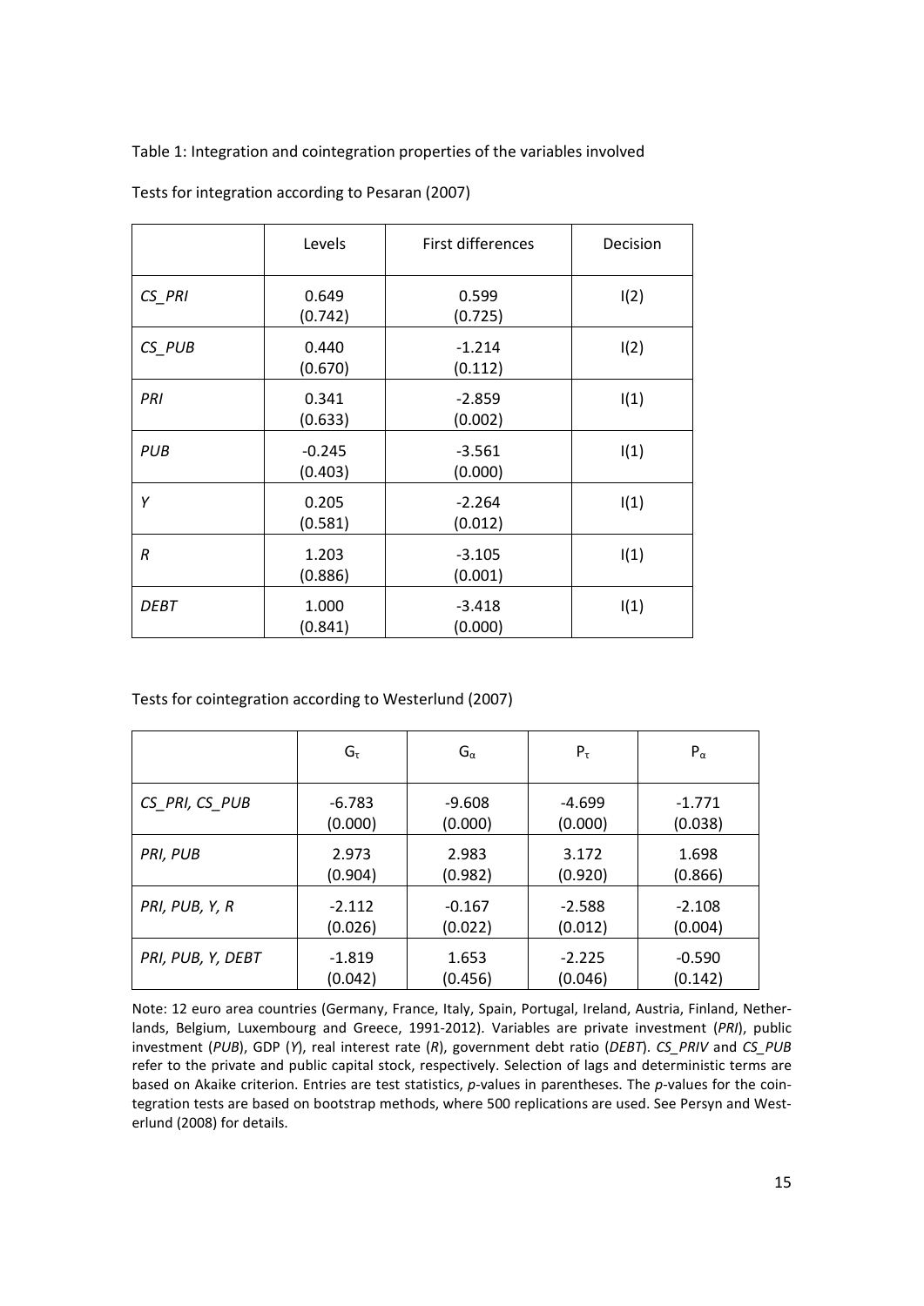Table 1: Integration and cointegration properties of the variables involved

Tests for integration according to Pesaran (2007)

| | Levels | First differences | Decision |
|---|---|---|---|
| *CS_PRI* | 0.649 (0.742) | 0.599 (0.725) | I(2) |
| *CS_PUB* | 0.440 (0.670) | -1.214 (0.112) | I(2) |
| *PRI* | 0.341 (0.633) | -2.859 (0.002) | I(1) |
| *PUB* | -0.245 (0.403) | -3.561 (0.000) | I(1) |
| *Y* | 0.205 (0.581) | -2.264 (0.012) | I(1) |
| *R* | 1.203 (0.886) | -3.105 (0.001) | I(1) |
| *DEBT* | 1.000 (0.841) | -3.418 (0.000) | I(1) |

Tests for cointegration according to Westerlund (2007)

| | $G_\tau$ | $G_\alpha$ | $P_\tau$ | $P_\alpha$ |
|---|---|---|---|---|
| *CS_PRI, CS_PUB* | -6.783 (0.000) | -9.608 (0.000) | -4.699 (0.000) | -1.771 (0.038) |
| *PRI, PUB* | 2.973 (0.904) | 2.983 (0.982) | 3.172 (0.920) | 1.698 (0.866) |
| *PRI, PUB, Y, R* | -2.112 (0.026) | -0.167 (0.022) | -2.588 (0.012) | -2.108 (0.004) |
| *PRI, PUB, Y, DEBT* | -1.819 (0.042) | 1.653 (0.456) | -2.225 (0.046) | -0.590 (0.142) |

Note: 12 euro area countries (Germany, France, Italy, Spain, Portugal, Ireland, Austria, Finland, Netherlands, Belgium, Luxembourg and Greece, 1991-2012). Variables are private investment (*PRI*), public investment (*PUB*), GDP (*Y*), real interest rate (*R*), government debt ratio (*DEBT*). *CS_PRIV* and *CS_PUB* refer to the private and public capital stock, respectively. Selection of lags and deterministic terms are based on Akaike criterion. Entries are test statistics, *p*-values in parentheses. The *p*-values for the cointegration tests are based on bootstrap methods, where 500 replications are used. See Persyn and Westerlund (2008) for details.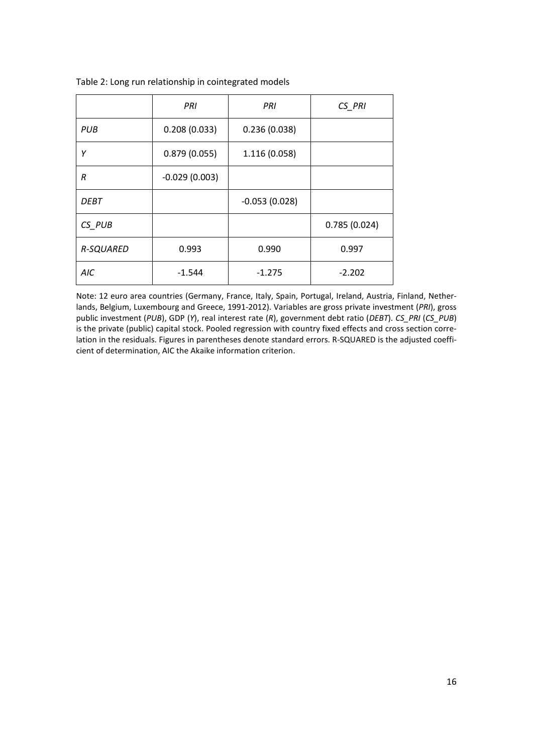Table 2: Long run relationship in cointegrated models

| | *PRI* | *PRI* | *CS_PRI* |
|---|---|---|---|
| *PUB* | 0.208 (0.033) | 0.236 (0.038) | |
| *Y* | 0.879 (0.055) | 1.116 (0.058) | |
| *R* | -0.029 (0.003) | | |
| *DEBT* | | -0.053 (0.028) | |
| *CS_PUB* | | | 0.785 (0.024) |
| *R-SQUARED* | 0.993 | 0.990 | 0.997 |
| *AIC* | -1.544 | -1.275 | -2.202 |

Note: 12 euro area countries (Germany, France, Italy, Spain, Portugal, Ireland, Austria, Finland, Netherlands, Belgium, Luxembourg and Greece, 1991-2012). Variables are gross private investment (*PRI*), gross public investment (*PUB*), GDP (*Y*), real interest rate (*R*), government debt ratio (*DEBT*). *CS_PRI* (*CS_PUB*) is the private (public) capital stock. Pooled regression with country fixed effects and cross section correlation in the residuals. Figures in parentheses denote standard errors. R-SQUARED is the adjusted coefficient of determination, AIC the Akaike information criterion.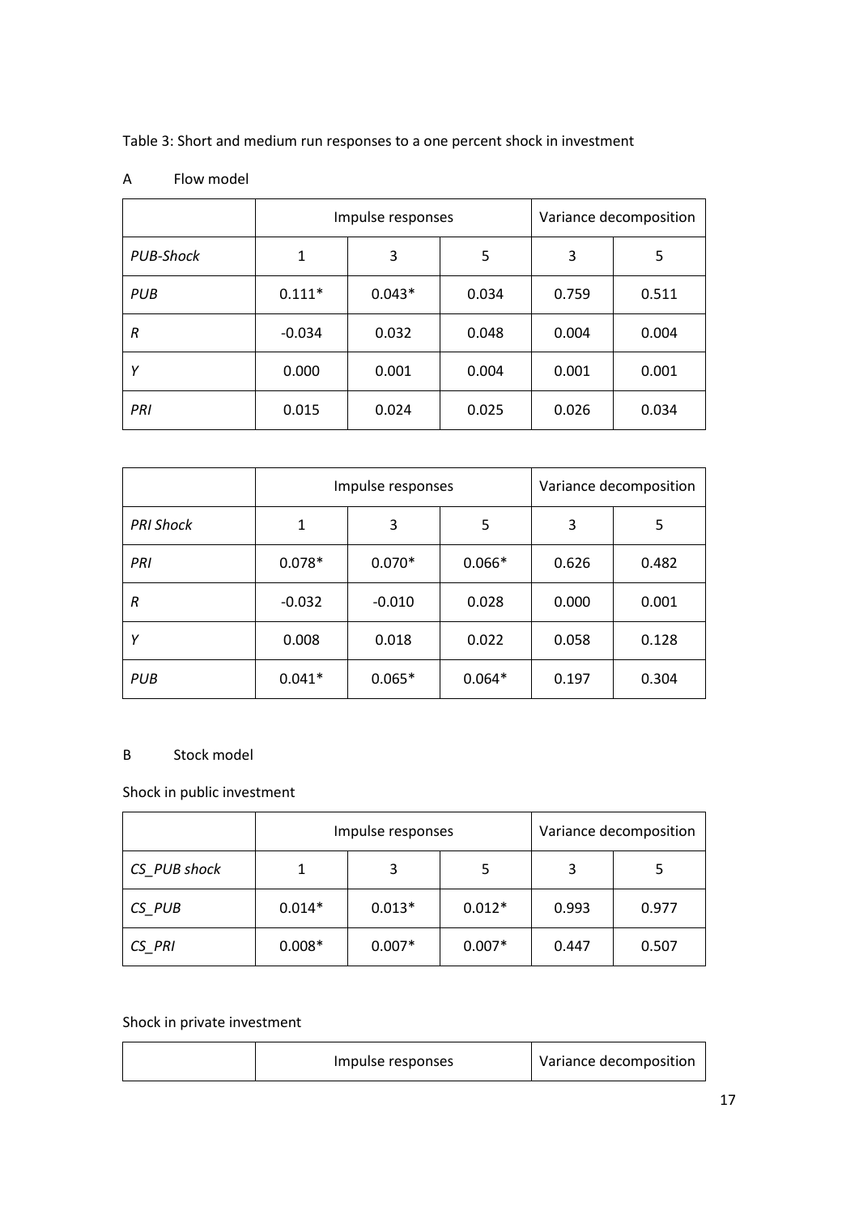Table 3: Short and medium run responses to a one percent shock in investment

A Flow model

| | Impulse responses | | | Variance decomposition | |
|---|---|---|---|---|---|
| *PUB-Shock* | 1 | 3 | 5 | 3 | 5 |
| *PUB* | 0.111* | 0.043* | 0.034 | 0.759 | 0.511 |
| *R* | -0.034 | 0.032 | 0.048 | 0.004 | 0.004 |
| *Y* | 0.000 | 0.001 | 0.004 | 0.001 | 0.001 |
| *PRI* | 0.015 | 0.024 | 0.025 | 0.026 | 0.034 |

| | Impulse responses | | | Variance decomposition | |
|---|---|---|---|---|---|
| *PRI Shock* | 1 | 3 | 5 | 3 | 5 |
| *PRI* | 0.078* | 0.070* | 0.066* | 0.626 | 0.482 |
| *R* | -0.032 | -0.010 | 0.028 | 0.000 | 0.001 |
| *Y* | 0.008 | 0.018 | 0.022 | 0.058 | 0.128 |
| *PUB* | 0.041* | 0.065* | 0.064* | 0.197 | 0.304 |

B Stock model

Shock in public investment

| | Impulse responses | | | Variance decomposition | |
|---|---|---|---|---|---|
| *CS_PUB shock* | 1 | 3 | 5 | 3 | 5 |
| *CS_PUB* | 0.014* | 0.013* | 0.012* | 0.993 | 0.977 |
| *CS_PRI* | 0.008* | 0.007* | 0.007* | 0.447 | 0.507 |

Shock in private investment

| | Impulse responses | Variance decomposition |
|---|---|---|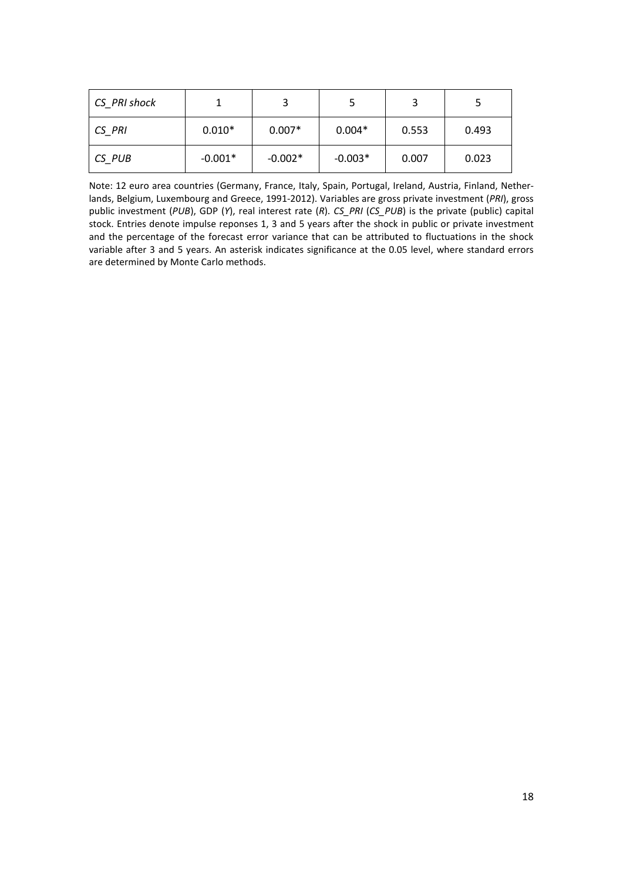| *CS_PRI shock* | 1 | 3 | 5 | 3 | 5 |
|---|---|---|---|---|---|
| *CS_PRI* | 0.010* | 0.007* | 0.004* | 0.553 | 0.493 |
| *CS_PUB* | -0.001* | -0.002* | -0.003* | 0.007 | 0.023 |

Note: 12 euro area countries (Germany, France, Italy, Spain, Portugal, Ireland, Austria, Finland, Netherlands, Belgium, Luxembourg and Greece, 1991-2012). Variables are gross private investment (*PRI*), gross public investment (*PUB*), GDP (*Y*), real interest rate (*R*). *CS_PRI* (*CS_PUB*) is the private (public) capital stock. Entries denote impulse reponses 1, 3 and 5 years after the shock in public or private investment and the percentage of the forecast error variance that can be attributed to fluctuations in the shock variable after 3 and 5 years. An asterisk indicates significance at the 0.05 level, where standard errors are determined by Monte Carlo methods.